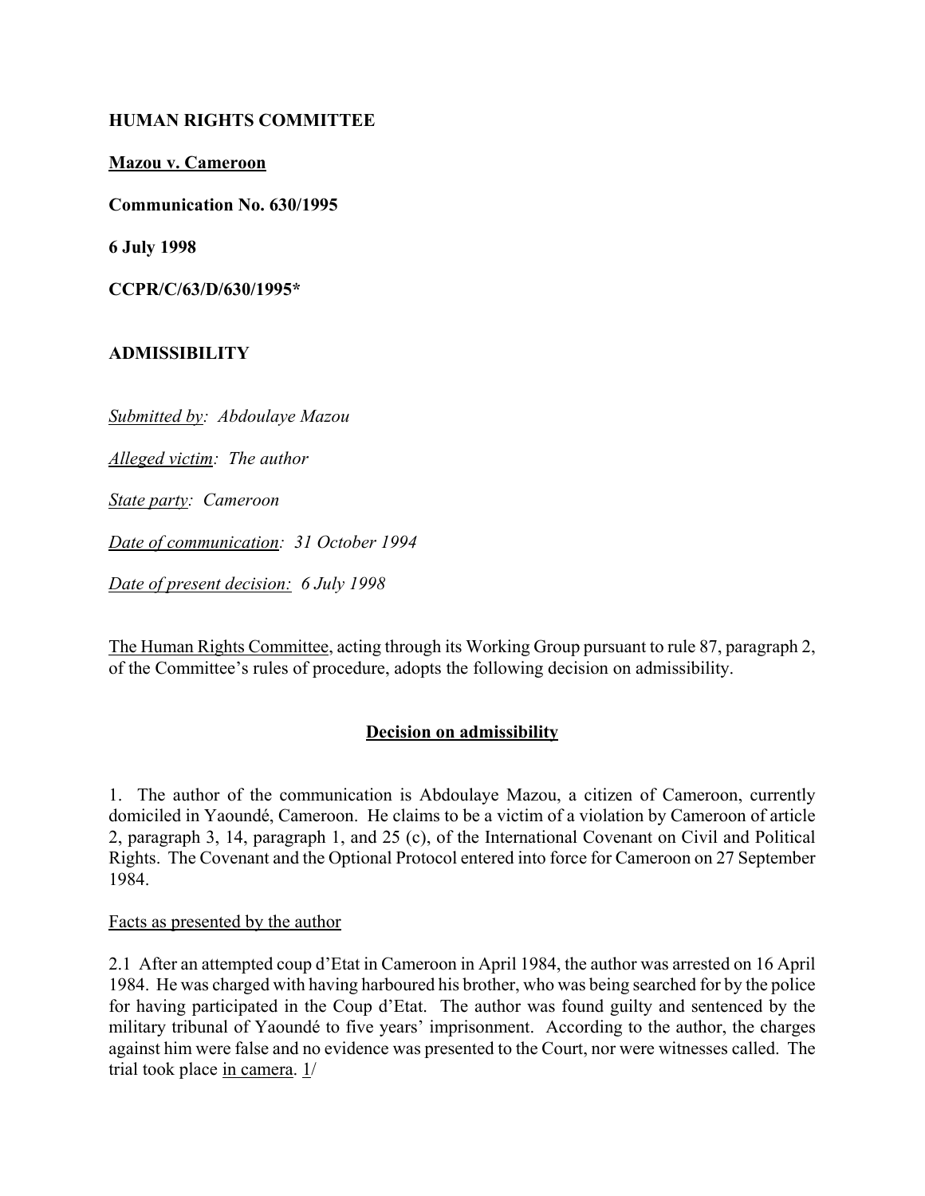**HUMAN RIGHTS COMMITTEE**

**Mazou v. Cameroon**

**Communication No. 630/1995**

**6 July 1998**

**CCPR/C/63/D/630/1995***

**ADMISSIBILITY**

*Submitted by: Abdoulaye Mazou*

*Alleged victim: The author*

*State party: Cameroon*

*Date of communication: 31 October 1994*

*Date of present decision: 6 July 1998*

The Human Rights Committee, acting through its Working Group pursuant to rule 87, paragraph 2, of the Committee's rules of procedure, adopts the following decision on admissibility.

## Decision on admissibility

1. The author of the communication is Abdoulaye Mazou, a citizen of Cameroon, currently domiciled in Yaoundé, Cameroon. He claims to be a victim of a violation by Cameroon of article 2, paragraph 3, 14, paragraph 1, and 25 (c), of the International Covenant on Civil and Political Rights. The Covenant and the Optional Protocol entered into force for Cameroon on 27 September 1984.

Facts as presented by the author

2.1 After an attempted coup d'Etat in Cameroon in April 1984, the author was arrested on 16 April 1984. He was charged with having harboured his brother, who was being searched for by the police for having participated in the Coup d'Etat. The author was found guilty and sentenced by the military tribunal of Yaoundé to five years' imprisonment. According to the author, the charges against him were false and no evidence was presented to the Court, nor were witnesses called. The trial took place in camera. 1/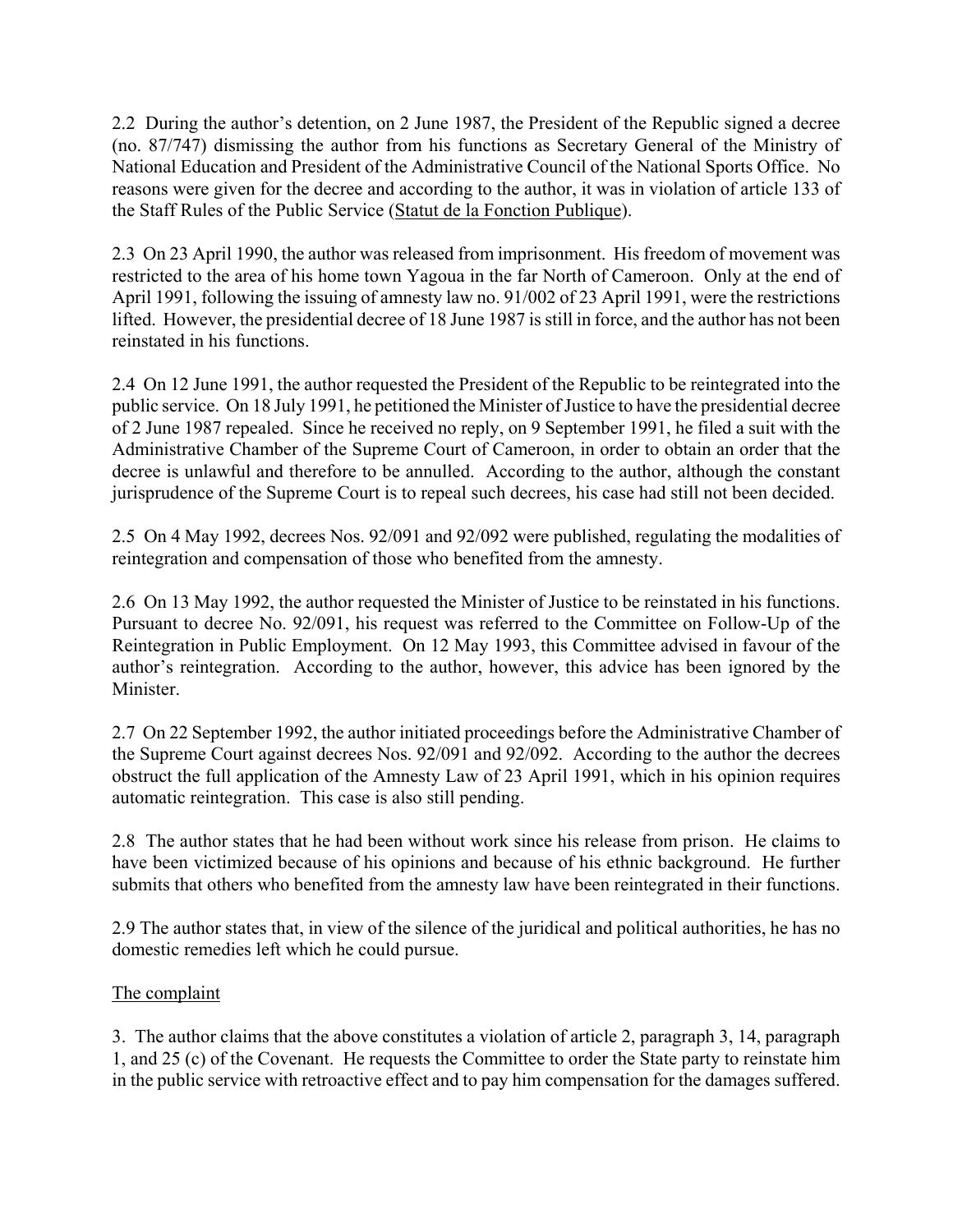2.2 During the author's detention, on 2 June 1987, the President of the Republic signed a decree (no. 87/747) dismissing the author from his functions as Secretary General of the Ministry of National Education and President of the Administrative Council of the National Sports Office. No reasons were given for the decree and according to the author, it was in violation of article 133 of the Staff Rules of the Public Service (Statut de la Fonction Publique).

2.3 On 23 April 1990, the author was released from imprisonment. His freedom of movement was restricted to the area of his home town Yagoua in the far North of Cameroon. Only at the end of April 1991, following the issuing of amnesty law no. 91/002 of 23 April 1991, were the restrictions lifted. However, the presidential decree of 18 June 1987 is still in force, and the author has not been reinstated in his functions.

2.4 On 12 June 1991, the author requested the President of the Republic to be reintegrated into the public service. On 18 July 1991, he petitioned the Minister of Justice to have the presidential decree of 2 June 1987 repealed. Since he received no reply, on 9 September 1991, he filed a suit with the Administrative Chamber of the Supreme Court of Cameroon, in order to obtain an order that the decree is unlawful and therefore to be annulled. According to the author, although the constant jurisprudence of the Supreme Court is to repeal such decrees, his case had still not been decided.

2.5 On 4 May 1992, decrees Nos. 92/091 and 92/092 were published, regulating the modalities of reintegration and compensation of those who benefited from the amnesty.

2.6 On 13 May 1992, the author requested the Minister of Justice to be reinstated in his functions. Pursuant to decree No. 92/091, his request was referred to the Committee on Follow-Up of the Reintegration in Public Employment. On 12 May 1993, this Committee advised in favour of the author's reintegration. According to the author, however, this advice has been ignored by the Minister.

2.7 On 22 September 1992, the author initiated proceedings before the Administrative Chamber of the Supreme Court against decrees Nos. 92/091 and 92/092. According to the author the decrees obstruct the full application of the Amnesty Law of 23 April 1991, which in his opinion requires automatic reintegration. This case is also still pending.

2.8 The author states that he had been without work since his release from prison. He claims to have been victimized because of his opinions and because of his ethnic background. He further submits that others who benefited from the amnesty law have been reintegrated in their functions.

2.9 The author states that, in view of the silence of the juridical and political authorities, he has no domestic remedies left which he could pursue.

## The complaint

3. The author claims that the above constitutes a violation of article 2, paragraph 3, 14, paragraph 1, and 25 (c) of the Covenant. He requests the Committee to order the State party to reinstate him in the public service with retroactive effect and to pay him compensation for the damages suffered.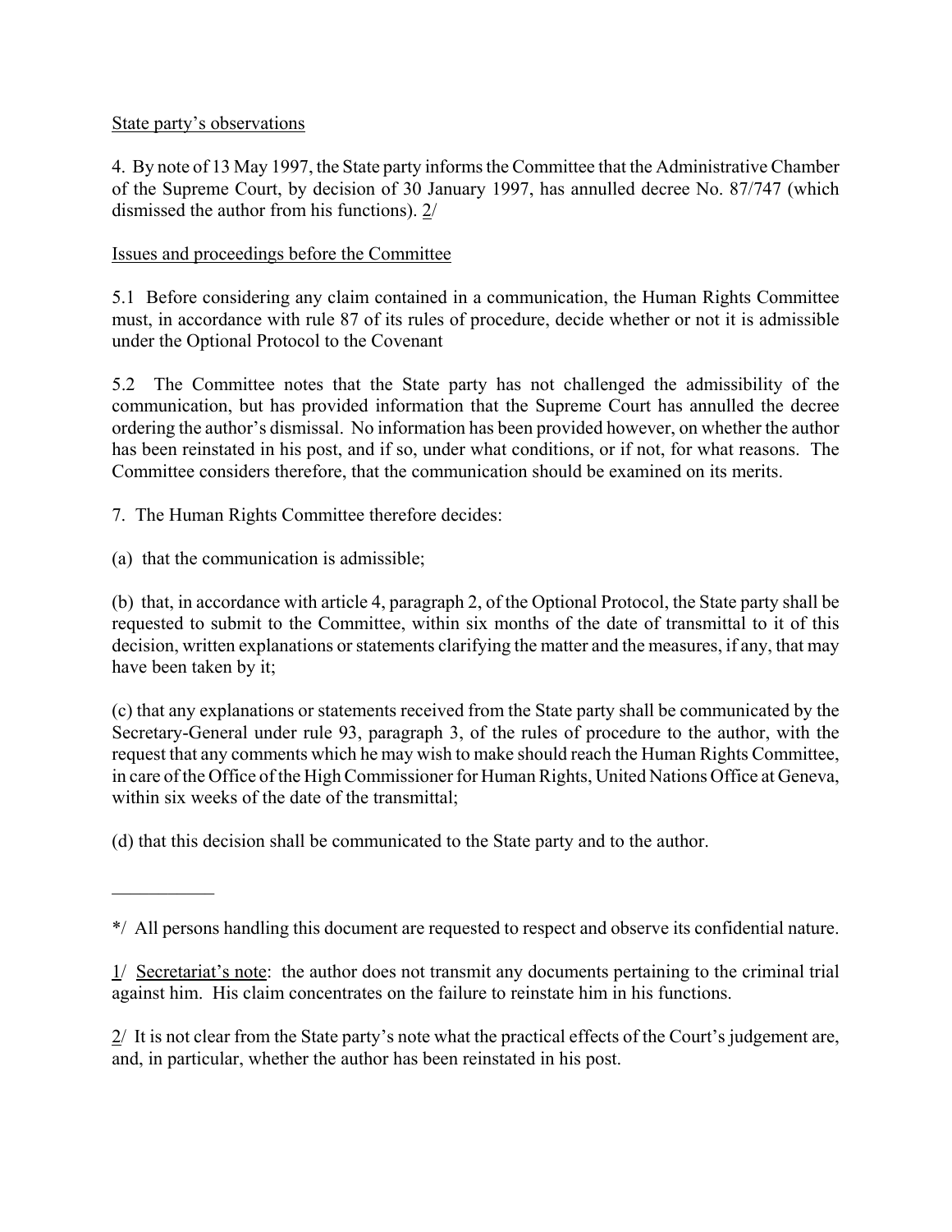State party's observations

4. By note of 13 May 1997, the State party informs the Committee that the Administrative Chamber of the Supreme Court, by decision of 30 January 1997, has annulled decree No. 87/747 (which dismissed the author from his functions). 2/

Issues and proceedings before the Committee

5.1 Before considering any claim contained in a communication, the Human Rights Committee must, in accordance with rule 87 of its rules of procedure, decide whether or not it is admissible under the Optional Protocol to the Covenant

5.2 The Committee notes that the State party has not challenged the admissibility of the communication, but has provided information that the Supreme Court has annulled the decree ordering the author's dismissal. No information has been provided however, on whether the author has been reinstated in his post, and if so, under what conditions, or if not, for what reasons. The Committee considers therefore, that the communication should be examined on its merits.

7. The Human Rights Committee therefore decides:

(a) that the communication is admissible;

(b) that, in accordance with article 4, paragraph 2, of the Optional Protocol, the State party shall be requested to submit to the Committee, within six months of the date of transmittal to it of this decision, written explanations or statements clarifying the matter and the measures, if any, that may have been taken by it;

(c) that any explanations or statements received from the State party shall be communicated by the Secretary-General under rule 93, paragraph 3, of the rules of procedure to the author, with the request that any comments which he may wish to make should reach the Human Rights Committee, in care of the Office of the High Commissioner for Human Rights, United Nations Office at Geneva, within six weeks of the date of the transmittal;

(d) that this decision shall be communicated to the State party and to the author.

___________

*/ All persons handling this document are requested to respect and observe its confidential nature.

1/ Secretariat's note: the author does not transmit any documents pertaining to the criminal trial against him. His claim concentrates on the failure to reinstate him in his functions.

2/ It is not clear from the State party's note what the practical effects of the Court's judgement are, and, in particular, whether the author has been reinstated in his post.